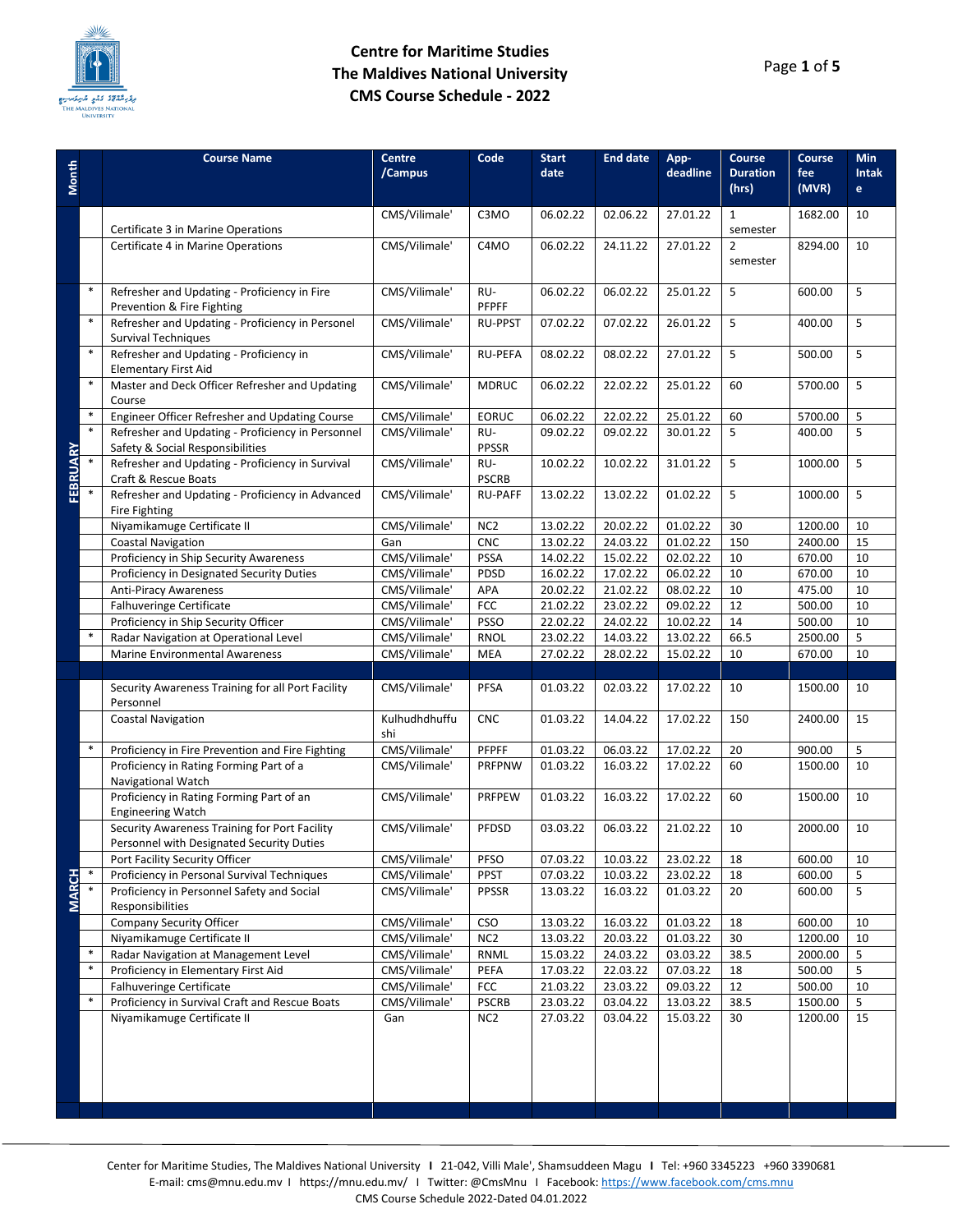# Centre for Maritime Studies
## The Maldives National University
## CMS Course Schedule - 2022

| Month | | Course Name | Centre /Campus | Code | Start date | End date | App-deadline | Course Duration (hrs) | Course fee (MVR) | Min Intake |
|---|---|---|---|---|---|---|---|---|---|---|
| | | Certificate 3 in Marine Operations | CMS/Vilimale' | C3MO | 06.02.22 | 02.06.22 | 27.01.22 | 1 semester | 1682.00 | 10 |
| | | Certificate 4 in Marine Operations | CMS/Vilimale' | C4MO | 06.02.22 | 24.11.22 | 27.01.22 | 2 semester | 8294.00 | 10 |
| FEBRUARY | * | Refresher and Updating - Proficiency in Fire Prevention & Fire Fighting | CMS/Vilimale' | RU-PFPFF | 06.02.22 | 06.02.22 | 25.01.22 | 5 | 600.00 | 5 |
| | * | Refresher and Updating - Proficiency in Personel Survival Techniques | CMS/Vilimale' | RU-PPST | 07.02.22 | 07.02.22 | 26.01.22 | 5 | 400.00 | 5 |
| | * | Refresher and Updating - Proficiency in Elementary First Aid | CMS/Vilimale' | RU-PEFA | 08.02.22 | 08.02.22 | 27.01.22 | 5 | 500.00 | 5 |
| | * | Master and Deck Officer Refresher and Updating Course | CMS/Vilimale' | MDRUC | 06.02.22 | 22.02.22 | 25.01.22 | 60 | 5700.00 | 5 |
| | * | Engineer Officer Refresher and Updating Course | CMS/Vilimale' | EORUC | 06.02.22 | 22.02.22 | 25.01.22 | 60 | 5700.00 | 5 |
| | * | Refresher and Updating - Proficiency in Personnel Safety & Social Responsibilities | CMS/Vilimale' | RU-PPSSR | 09.02.22 | 09.02.22 | 30.01.22 | 5 | 400.00 | 5 |
| | * | Refresher and Updating - Proficiency in Survival Craft & Rescue Boats | CMS/Vilimale' | RU-PSCRB | 10.02.22 | 10.02.22 | 31.01.22 | 5 | 1000.00 | 5 |
| | * | Refresher and Updating - Proficiency in Advanced Fire Fighting | CMS/Vilimale' | RU-PAFF | 13.02.22 | 13.02.22 | 01.02.22 | 5 | 1000.00 | 5 |
| | | Niyamikamuge Certificate II | CMS/Vilimale' | NC2 | 13.02.22 | 20.02.22 | 01.02.22 | 30 | 1200.00 | 10 |
| | | Coastal Navigation | Gan | CNC | 13.02.22 | 24.03.22 | 01.02.22 | 150 | 2400.00 | 15 |
| | | Proficiency in Ship Security Awareness | CMS/Vilimale' | PSSA | 14.02.22 | 15.02.22 | 02.02.22 | 10 | 670.00 | 10 |
| | | Proficiency in Designated Security Duties | CMS/Vilimale' | PDSD | 16.02.22 | 17.02.22 | 06.02.22 | 10 | 670.00 | 10 |
| | | Anti-Piracy Awareness | CMS/Vilimale' | APA | 20.02.22 | 21.02.22 | 08.02.22 | 10 | 475.00 | 10 |
| | | Falhuveringe Certificate | CMS/Vilimale' | FCC | 21.02.22 | 23.02.22 | 09.02.22 | 12 | 500.00 | 10 |
| | | Proficiency in Ship Security Officer | CMS/Vilimale' | PSSO | 22.02.22 | 24.02.22 | 10.02.22 | 14 | 500.00 | 10 |
| | * | Radar Navigation at Operational Level | CMS/Vilimale' | RNOL | 23.02.22 | 14.03.22 | 13.02.22 | 66.5 | 2500.00 | 5 |
| | | Marine Environmental Awareness | CMS/Vilimale' | MEA | 27.02.22 | 28.02.22 | 15.02.22 | 10 | 670.00 | 10 |
| MARCH | | Security Awareness Training for all Port Facility Personnel | CMS/Vilimale' | PFSA | 01.03.22 | 02.03.22 | 17.02.22 | 10 | 1500.00 | 10 |
| | | Coastal Navigation | Kulhudhdhuffushi | CNC | 01.03.22 | 14.04.22 | 17.02.22 | 150 | 2400.00 | 15 |
| | * | Proficiency in Fire Prevention and Fire Fighting | CMS/Vilimale' | PFPFF | 01.03.22 | 06.03.22 | 17.02.22 | 20 | 900.00 | 5 |
| | | Proficiency in Rating Forming Part of a Navigational Watch | CMS/Vilimale' | PRFPNW | 01.03.22 | 16.03.22 | 17.02.22 | 60 | 1500.00 | 10 |
| | | Proficiency in Rating Forming Part of an Engineering Watch | CMS/Vilimale' | PRFPEW | 01.03.22 | 16.03.22 | 17.02.22 | 60 | 1500.00 | 10 |
| | | Security Awareness Training for Port Facility Personnel with Designated Security Duties | CMS/Vilimale' | PFDSD | 03.03.22 | 06.03.22 | 21.02.22 | 10 | 2000.00 | 10 |
| | | Port Facility Security Officer | CMS/Vilimale' | PFSO | 07.03.22 | 10.03.22 | 23.02.22 | 18 | 600.00 | 10 |
| | * | Proficiency in Personal Survival Techniques | CMS/Vilimale' | PPST | 07.03.22 | 10.03.22 | 23.02.22 | 18 | 600.00 | 5 |
| | * | Proficiency in Personnel Safety and Social Responsibilities | CMS/Vilimale' | PPSSR | 13.03.22 | 16.03.22 | 01.03.22 | 20 | 600.00 | 5 |
| | | Company Security Officer | CMS/Vilimale' | CSO | 13.03.22 | 16.03.22 | 01.03.22 | 18 | 600.00 | 10 |
| | | Niyamikamuge Certificate II | CMS/Vilimale' | NC2 | 13.03.22 | 20.03.22 | 01.03.22 | 30 | 1200.00 | 10 |
| | * | Radar Navigation at Management Level | CMS/Vilimale' | RNML | 15.03.22 | 24.03.22 | 03.03.22 | 38.5 | 2000.00 | 5 |
| | * | Proficiency in Elementary First Aid | CMS/Vilimale' | PEFA | 17.03.22 | 22.03.22 | 07.03.22 | 18 | 500.00 | 5 |
| | | Falhuveringe Certificate | CMS/Vilimale' | FCC | 21.03.22 | 23.03.22 | 09.03.22 | 12 | 500.00 | 10 |
| | * | Proficiency in Survival Craft and Rescue Boats | CMS/Vilimale' | PSCRB | 23.03.22 | 03.04.22 | 13.03.22 | 38.5 | 1500.00 | 5 |
| | | Niyamikamuge Certificate II | Gan | NC2 | 27.03.22 | 03.04.22 | 15.03.22 | 30 | 1200.00 | 15 |

Center for Maritime Studies, The Maldives National University I 21-042, Villi Male', Shamsuddeen Magu I Tel: +960 3345223 +960 3390681
E-mail: cms@mnu.edu.mv I https://mnu.edu.mv/ I Twitter: @CmsMnu I Facebook: https://www.facebook.com/cms.mnu
CMS Course Schedule 2022-Dated 04.01.2022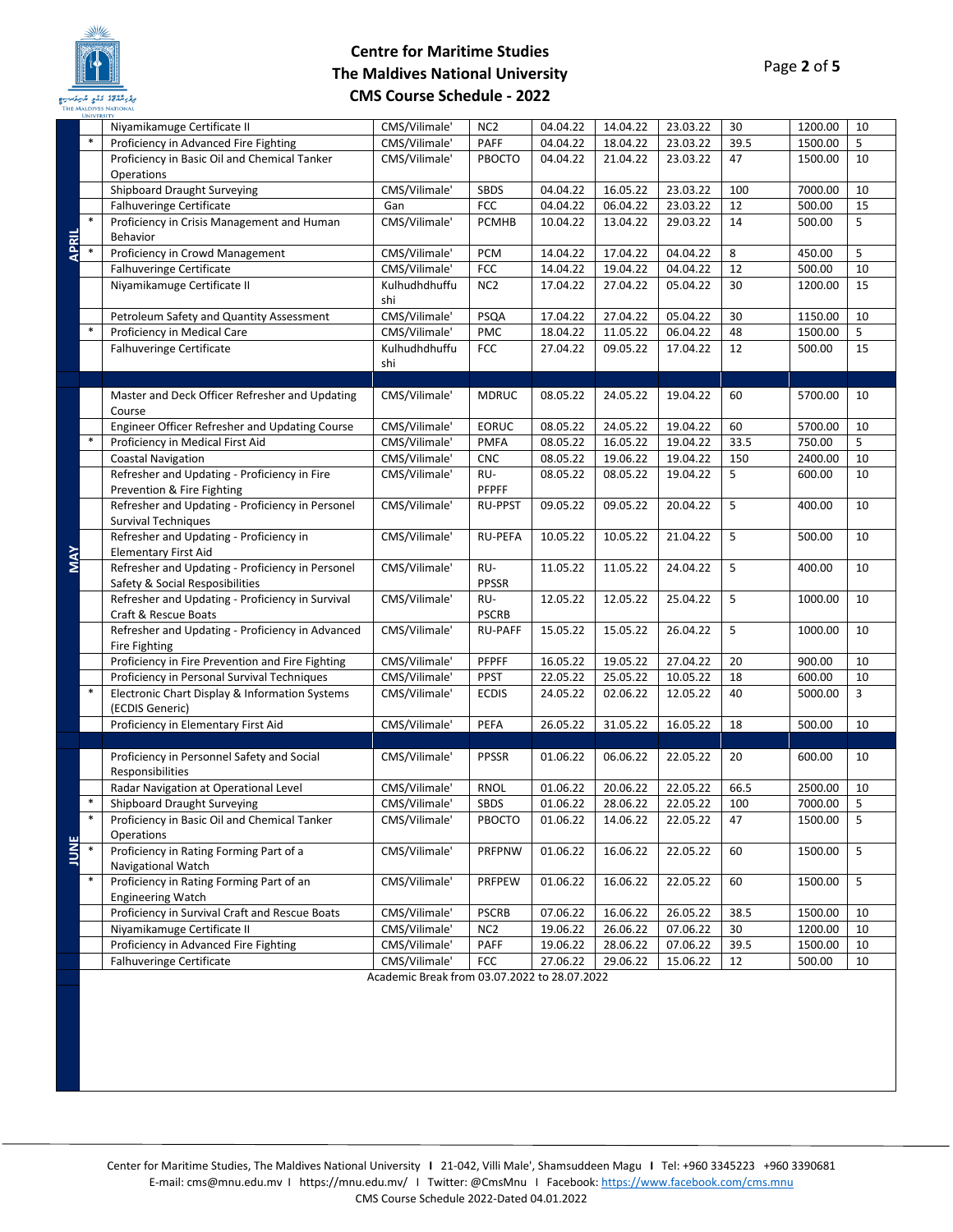# Centre for Maritime Studies
# The Maldives National University
# CMS Course Schedule - 2022

| Month | * | Course | Venue | Code | Start | End | Deadline | Hours | Fee | Seats |
|---|---|---|---|---|---|---|---|---|---|---|
| APRIL | | Niyamikamuge Certificate II | CMS/Vilimale' | NC2 | 04.04.22 | 14.04.22 | 23.03.22 | 30 | 1200.00 | 10 |
| | * | Proficiency in Advanced Fire Fighting | CMS/Vilimale' | PAFF | 04.04.22 | 18.04.22 | 23.03.22 | 39.5 | 1500.00 | 5 |
| | | Proficiency in Basic Oil and Chemical Tanker Operations | CMS/Vilimale' | PBOCTO | 04.04.22 | 21.04.22 | 23.03.22 | 47 | 1500.00 | 10 |
| | | Shipboard Draught Surveying | CMS/Vilimale' | SBDS | 04.04.22 | 16.05.22 | 23.03.22 | 100 | 7000.00 | 10 |
| | | Falhuveringe Certificate | Gan | FCC | 04.04.22 | 06.04.22 | 23.03.22 | 12 | 500.00 | 15 |
| | * | Proficiency in Crisis Management and Human Behavior | CMS/Vilimale' | PCMHB | 10.04.22 | 13.04.22 | 29.03.22 | 14 | 500.00 | 5 |
| | * | Proficiency in Crowd Management | CMS/Vilimale' | PCM | 14.04.22 | 17.04.22 | 04.04.22 | 8 | 450.00 | 5 |
| | | Falhuveringe Certificate | CMS/Vilimale' | FCC | 14.04.22 | 19.04.22 | 04.04.22 | 12 | 500.00 | 10 |
| | | Niyamikamuge Certificate II | Kulhudhdhuffushi | NC2 | 17.04.22 | 27.04.22 | 05.04.22 | 30 | 1200.00 | 15 |
| | | Petroleum Safety and Quantity Assessment | CMS/Vilimale' | PSQA | 17.04.22 | 27.04.22 | 05.04.22 | 30 | 1150.00 | 10 |
| | * | Proficiency in Medical Care | CMS/Vilimale' | PMC | 18.04.22 | 11.05.22 | 06.04.22 | 48 | 1500.00 | 5 |
| | | Falhuveringe Certificate | Kulhudhdhuffushi | FCC | 27.04.22 | 09.05.22 | 17.04.22 | 12 | 500.00 | 15 |
| MAY | | Master and Deck Officer Refresher and Updating Course | CMS/Vilimale' | MDRUC | 08.05.22 | 24.05.22 | 19.04.22 | 60 | 5700.00 | 10 |
| | | Engineer Officer Refresher and Updating Course | CMS/Vilimale' | EORUC | 08.05.22 | 24.05.22 | 19.04.22 | 60 | 5700.00 | 10 |
| | * | Proficiency in Medical First Aid | CMS/Vilimale' | PMFA | 08.05.22 | 16.05.22 | 19.04.22 | 33.5 | 750.00 | 5 |
| | | Coastal Navigation | CMS/Vilimale' | CNC | 08.05.22 | 19.06.22 | 19.04.22 | 150 | 2400.00 | 10 |
| | | Refresher and Updating - Proficiency in Fire Prevention & Fire Fighting | CMS/Vilimale' | RU-PFPFF | 08.05.22 | 08.05.22 | 19.04.22 | 5 | 600.00 | 10 |
| | | Refresher and Updating - Proficiency in Personel Survival Techniques | CMS/Vilimale' | RU-PPST | 09.05.22 | 09.05.22 | 20.04.22 | 5 | 400.00 | 10 |
| | | Refresher and Updating - Proficiency in Elementary First Aid | CMS/Vilimale' | RU-PEFA | 10.05.22 | 10.05.22 | 21.04.22 | 5 | 500.00 | 10 |
| | | Refresher and Updating - Proficiency in Personel Safety & Social Resposibilities | CMS/Vilimale' | RU-PPSSR | 11.05.22 | 11.05.22 | 24.04.22 | 5 | 400.00 | 10 |
| | | Refresher and Updating - Proficiency in Survival Craft & Rescue Boats | CMS/Vilimale' | RU-PSCRB | 12.05.22 | 12.05.22 | 25.04.22 | 5 | 1000.00 | 10 |
| | | Refresher and Updating - Proficiency in Advanced Fire Fighting | CMS/Vilimale' | RU-PAFF | 15.05.22 | 15.05.22 | 26.04.22 | 5 | 1000.00 | 10 |
| | | Proficiency in Fire Prevention and Fire Fighting | CMS/Vilimale' | PFPFF | 16.05.22 | 19.05.22 | 27.04.22 | 20 | 900.00 | 10 |
| | | Proficiency in Personal Survival Techniques | CMS/Vilimale' | PPST | 22.05.22 | 25.05.22 | 10.05.22 | 18 | 600.00 | 10 |
| | * | Electronic Chart Display & Information Systems (ECDIS Generic) | CMS/Vilimale' | ECDIS | 24.05.22 | 02.06.22 | 12.05.22 | 40 | 5000.00 | 3 |
| | | Proficiency in Elementary First Aid | CMS/Vilimale' | PEFA | 26.05.22 | 31.05.22 | 16.05.22 | 18 | 500.00 | 10 |
| JUNE | | Proficiency in Personnel Safety and Social Responsibilities | CMS/Vilimale' | PPSSR | 01.06.22 | 06.06.22 | 22.05.22 | 20 | 600.00 | 10 |
| | | Radar Navigation at Operational Level | CMS/Vilimale' | RNOL | 01.06.22 | 20.06.22 | 22.05.22 | 66.5 | 2500.00 | 10 |
| | * | Shipboard Draught Surveying | CMS/Vilimale' | SBDS | 01.06.22 | 28.06.22 | 22.05.22 | 100 | 7000.00 | 5 |
| | * | Proficiency in Basic Oil and Chemical Tanker Operations | CMS/Vilimale' | PBOCTO | 01.06.22 | 14.06.22 | 22.05.22 | 47 | 1500.00 | 5 |
| | * | Proficiency in Rating Forming Part of a Navigational Watch | CMS/Vilimale' | PRFPNW | 01.06.22 | 16.06.22 | 22.05.22 | 60 | 1500.00 | 5 |
| | * | Proficiency in Rating Forming Part of an Engineering Watch | CMS/Vilimale' | PRFPEW | 01.06.22 | 16.06.22 | 22.05.22 | 60 | 1500.00 | 5 |
| | | Proficiency in Survival Craft and Rescue Boats | CMS/Vilimale' | PSCRB | 07.06.22 | 16.06.22 | 26.05.22 | 38.5 | 1500.00 | 10 |
| | | Niyamikamuge Certificate II | CMS/Vilimale' | NC2 | 19.06.22 | 26.06.22 | 07.06.22 | 30 | 1200.00 | 10 |
| | | Proficiency in Advanced Fire Fighting | CMS/Vilimale' | PAFF | 19.06.22 | 28.06.22 | 07.06.22 | 39.5 | 1500.00 | 10 |
| | | Falhuveringe Certificate | CMS/Vilimale' | FCC | 27.06.22 | 29.06.22 | 15.06.22 | 12 | 500.00 | 10 |

Academic Break from 03.07.2022 to 28.07.2022

Center for Maritime Studies, The Maldives National University I 21-042, Villi Male', Shamsuddeen Magu I Tel: +960 3345223 +960 3390681
E-mail: cms@mnu.edu.mv I https://mnu.edu.mv/ I Twitter: @CmsMnu I Facebook: https://www.facebook.com/cms.mnu
CMS Course Schedule 2022-Dated 04.01.2022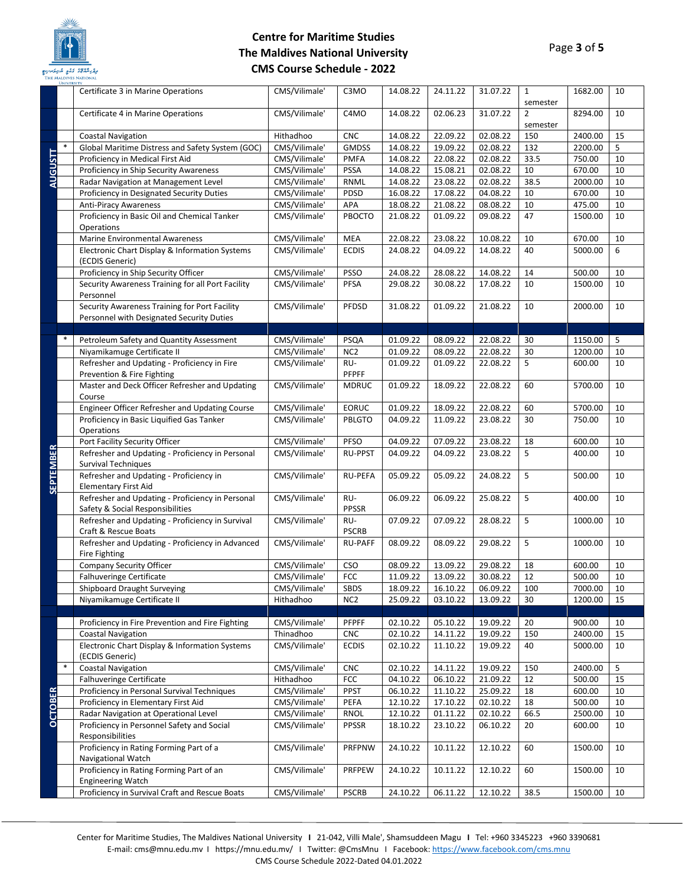# Centre for Maritime Studies
# The Maldives National University
# CMS Course Schedule - 2022

| Month | | Course | Venue | Code | Start | End | Deadline | Hours | Fee | Seats |
|---|---|---|---|---|---|---|---|---|---|---|
| AUGUSTT | | Certificate 3 in Marine Operations | CMS/Vilimale' | C3MO | 14.08.22 | 24.11.22 | 31.07.22 | 1 semester | 1682.00 | 10 |
| | | Certificate 4 in Marine Operations | CMS/Vilimale' | C4MO | 14.08.22 | 02.06.23 | 31.07.22 | 2 semester | 8294.00 | 10 |
| | | Coastal Navigation | Hithadhoo | CNC | 14.08.22 | 22.09.22 | 02.08.22 | 150 | 2400.00 | 15 |
| | * | Global Maritime Distress and Safety System (GOC) | CMS/Vilimale' | GMDSS | 14.08.22 | 19.09.22 | 02.08.22 | 132 | 2200.00 | 5 |
| | | Proficiency in Medical First Aid | CMS/Vilimale' | PMFA | 14.08.22 | 22.08.22 | 02.08.22 | 33.5 | 750.00 | 10 |
| | | Proficiency in Ship Security Awareness | CMS/Vilimale' | PSSA | 14.08.22 | 15.08.21 | 02.08.22 | 10 | 670.00 | 10 |
| | | Radar Navigation at Management Level | CMS/Vilimale' | RNML | 14.08.22 | 23.08.22 | 02.08.22 | 38.5 | 2000.00 | 10 |
| | | Proficiency in Designated Security Duties | CMS/Vilimale' | PDSD | 16.08.22 | 17.08.22 | 04.08.22 | 10 | 670.00 | 10 |
| | | Anti-Piracy Awareness | CMS/Vilimale' | APA | 18.08.22 | 21.08.22 | 08.08.22 | 10 | 475.00 | 10 |
| | | Proficiency in Basic Oil and Chemical Tanker Operations | CMS/Vilimale' | PBOCTO | 21.08.22 | 01.09.22 | 09.08.22 | 47 | 1500.00 | 10 |
| | | Marine Environmental Awareness | CMS/Vilimale' | MEA | 22.08.22 | 23.08.22 | 10.08.22 | 10 | 670.00 | 10 |
| | | Electronic Chart Display & Information Systems (ECDIS Generic) | CMS/Vilimale' | ECDIS | 24.08.22 | 04.09.22 | 14.08.22 | 40 | 5000.00 | 6 |
| | | Proficiency in Ship Security Officer | CMS/Vilimale' | PSSO | 24.08.22 | 28.08.22 | 14.08.22 | 14 | 500.00 | 10 |
| | | Security Awareness Training for all Port Facility Personnel | CMS/Vilimale' | PFSA | 29.08.22 | 30.08.22 | 17.08.22 | 10 | 1500.00 | 10 |
| | | Security Awareness Training for Port Facility Personnel with Designated Security Duties | CMS/Vilimale' | PFDSD | 31.08.22 | 01.09.22 | 21.08.22 | 10 | 2000.00 | 10 |
| SEPTEMBER | * | Petroleum Safety and Quantity Assessment | CMS/Vilimale' | PSQA | 01.09.22 | 08.09.22 | 22.08.22 | 30 | 1150.00 | 5 |
| | | Niyamikamuge Certificate II | CMS/Vilimale' | NC2 | 01.09.22 | 08.09.22 | 22.08.22 | 30 | 1200.00 | 10 |
| | | Refresher and Updating - Proficiency in Fire Prevention & Fire Fighting | CMS/Vilimale' | RU-PFPFF | 01.09.22 | 01.09.22 | 22.08.22 | 5 | 600.00 | 10 |
| | | Master and Deck Officer Refresher and Updating Course | CMS/Vilimale' | MDRUC | 01.09.22 | 18.09.22 | 22.08.22 | 60 | 5700.00 | 10 |
| | | Engineer Officer Refresher and Updating Course | CMS/Vilimale' | EORUC | 01.09.22 | 18.09.22 | 22.08.22 | 60 | 5700.00 | 10 |
| | | Proficiency in Basic Liquified Gas Tanker Operations | CMS/Vilimale' | PBLGTO | 04.09.22 | 11.09.22 | 23.08.22 | 30 | 750.00 | 10 |
| | | Port Facility Security Officer | CMS/Vilimale' | PFSO | 04.09.22 | 07.09.22 | 23.08.22 | 18 | 600.00 | 10 |
| | | Refresher and Updating - Proficiency in Personal Survival Techniques | CMS/Vilimale' | RU-PPST | 04.09.22 | 04.09.22 | 23.08.22 | 5 | 400.00 | 10 |
| | | Refresher and Updating - Proficiency in Elementary First Aid | CMS/Vilimale' | RU-PEFA | 05.09.22 | 05.09.22 | 24.08.22 | 5 | 500.00 | 10 |
| | | Refresher and Updating - Proficiency in Personal Safety & Social Responsibilities | CMS/Vilimale' | RU-PPSSR | 06.09.22 | 06.09.22 | 25.08.22 | 5 | 400.00 | 10 |
| | | Refresher and Updating - Proficiency in Survival Craft & Rescue Boats | CMS/Vilimale' | RU-PSCRB | 07.09.22 | 07.09.22 | 28.08.22 | 5 | 1000.00 | 10 |
| | | Refresher and Updating - Proficiency in Advanced Fire Fighting | CMS/Vilimale' | RU-PAFF | 08.09.22 | 08.09.22 | 29.08.22 | 5 | 1000.00 | 10 |
| | | Company Security Officer | CMS/Vilimale' | CSO | 08.09.22 | 13.09.22 | 29.08.22 | 18 | 600.00 | 10 |
| | | Falhuveringe Certificate | CMS/Vilimale' | FCC | 11.09.22 | 13.09.22 | 30.08.22 | 12 | 500.00 | 10 |
| | | Shipboard Draught Surveying | CMS/Vilimale' | SBDS | 18.09.22 | 16.10.22 | 06.09.22 | 100 | 7000.00 | 10 |
| | | Niyamikamuge Certificate II | Hithadhoo | NC2 | 25.09.22 | 03.10.22 | 13.09.22 | 30 | 1200.00 | 15 |
| OCTOBER | | Proficiency in Fire Prevention and Fire Fighting | CMS/Vilimale' | PFPFF | 02.10.22 | 05.10.22 | 19.09.22 | 20 | 900.00 | 10 |
| | | Coastal Navigation | Thinadhoo | CNC | 02.10.22 | 14.11.22 | 19.09.22 | 150 | 2400.00 | 15 |
| | | Electronic Chart Display & Information Systems (ECDIS Generic) | CMS/Vilimale' | ECDIS | 02.10.22 | 11.10.22 | 19.09.22 | 40 | 5000.00 | 10 |
| | * | Coastal Navigation | CMS/Vilimale' | CNC | 02.10.22 | 14.11.22 | 19.09.22 | 150 | 2400.00 | 5 |
| | | Falhuveringe Certificate | Hithadhoo | FCC | 04.10.22 | 06.10.22 | 21.09.22 | 12 | 500.00 | 15 |
| | | Proficiency in Personal Survival Techniques | CMS/Vilimale' | PPST | 06.10.22 | 11.10.22 | 25.09.22 | 18 | 600.00 | 10 |
| | | Proficiency in Elementary First Aid | CMS/Vilimale' | PEFA | 12.10.22 | 17.10.22 | 02.10.22 | 18 | 500.00 | 10 |
| | | Radar Navigation at Operational Level | CMS/Vilimale' | RNOL | 12.10.22 | 01.11.22 | 02.10.22 | 66.5 | 2500.00 | 10 |
| | | Proficiency in Personnel Safety and Social Responsibilities | CMS/Vilimale' | PPSSR | 18.10.22 | 23.10.22 | 06.10.22 | 20 | 600.00 | 10 |
| | | Proficiency in Rating Forming Part of a Navigational Watch | CMS/Vilimale' | PRFPNW | 24.10.22 | 10.11.22 | 12.10.22 | 60 | 1500.00 | 10 |
| | | Proficiency in Rating Forming Part of an Engineering Watch | CMS/Vilimale' | PRFPEW | 24.10.22 | 10.11.22 | 12.10.22 | 60 | 1500.00 | 10 |
| | | Proficiency in Survival Craft and Rescue Boats | CMS/Vilimale' | PSCRB | 24.10.22 | 06.11.22 | 12.10.22 | 38.5 | 1500.00 | 10 |

Center for Maritime Studies, The Maldives National University I 21-042, Villi Male', Shamsuddeen Magu I Tel: +960 3345223 +960 3390681
E-mail: cms@mnu.edu.mv I https://mnu.edu.mv/ I Twitter: @CmsMnu I Facebook: https://www.facebook.com/cms.mnu
CMS Course Schedule 2022-Dated 04.01.2022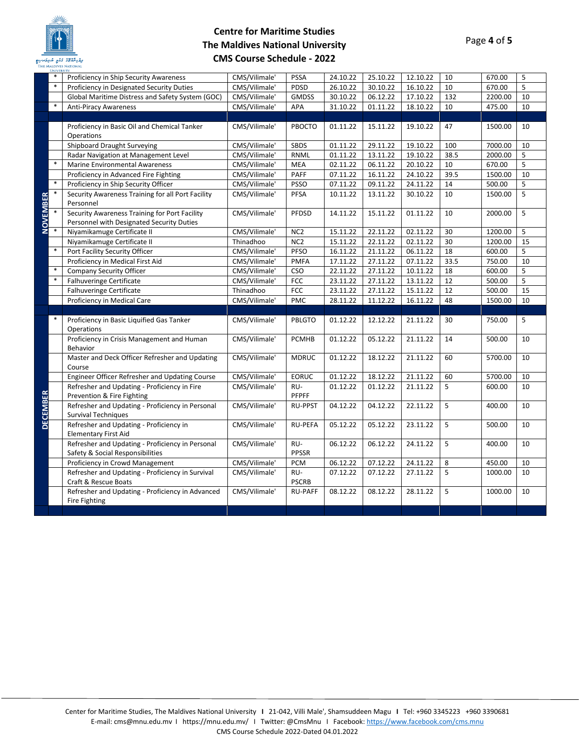# Centre for Maritime Studies
# The Maldives National University
# CMS Course Schedule - 2022

| Month | * | Course | Venue | Code | Start | End | Deadline | Duration | Fee | Seats |
|---|---|---|---|---|---|---|---|---|---|---|
| | * | Proficiency in Ship Security Awareness | CMS/Vilimale' | PSSA | 24.10.22 | 25.10.22 | 12.10.22 | 10 | 670.00 | 5 |
| | * | Proficiency in Designated Security Duties | CMS/Vilimale' | PDSD | 26.10.22 | 30.10.22 | 16.10.22 | 10 | 670.00 | 5 |
| | | Global Maritime Distress and Safety System (GOC) | CMS/Vilimale' | GMDSS | 30.10.22 | 06.12.22 | 17.10.22 | 132 | 2200.00 | 10 |
| | * | Anti-Piracy Awareness | CMS/Vilimale' | APA | 31.10.22 | 01.11.22 | 18.10.22 | 10 | 475.00 | 10 |
| | | | | | | | | | | |
| NOVEMBER | | Proficiency in Basic Oil and Chemical Tanker Operations | CMS/Vilimale' | PBOCTO | 01.11.22 | 15.11.22 | 19.10.22 | 47 | 1500.00 | 10 |
| NOVEMBER | | Shipboard Draught Surveying | CMS/Vilimale' | SBDS | 01.11.22 | 29.11.22 | 19.10.22 | 100 | 7000.00 | 10 |
| NOVEMBER | | Radar Navigation at Management Level | CMS/Vilimale' | RNML | 01.11.22 | 13.11.22 | 19.10.22 | 38.5 | 2000.00 | 5 |
| NOVEMBER | * | Marine Environmental Awareness | CMS/Vilimale' | MEA | 02.11.22 | 06.11.22 | 20.10.22 | 10 | 670.00 | 5 |
| NOVEMBER | | Proficiency in Advanced Fire Fighting | CMS/Vilimale' | PAFF | 07.11.22 | 16.11.22 | 24.10.22 | 39.5 | 1500.00 | 10 |
| NOVEMBER | * | Proficiency in Ship Security Officer | CMS/Vilimale' | PSSO | 07.11.22 | 09.11.22 | 24.11.22 | 14 | 500.00 | 5 |
| NOVEMBER | * | Security Awareness Training for all Port Facility Personnel | CMS/Vilimale' | PFSA | 10.11.22 | 13.11.22 | 30.10.22 | 10 | 1500.00 | 5 |
| NOVEMBER | * | Security Awareness Training for Port Facility Personnel with Designated Security Duties | CMS/Vilimale' | PFDSD | 14.11.22 | 15.11.22 | 01.11.22 | 10 | 2000.00 | 5 |
| NOVEMBER | * | Niyamikamuge Certificate II | CMS/Vilimale' | NC2 | 15.11.22 | 22.11.22 | 02.11.22 | 30 | 1200.00 | 5 |
| NOVEMBER | | Niyamikamuge Certificate II | Thinadhoo | NC2 | 15.11.22 | 22.11.22 | 02.11.22 | 30 | 1200.00 | 15 |
| NOVEMBER | * | Port Facility Security Officer | CMS/Vilimale' | PFSO | 16.11.22 | 21.11.22 | 06.11.22 | 18 | 600.00 | 5 |
| NOVEMBER | | Proficiency in Medical First Aid | CMS/Vilimale' | PMFA | 17.11.22 | 27.11.22 | 07.11.22 | 33.5 | 750.00 | 10 |
| NOVEMBER | * | Company Security Officer | CMS/Vilimale' | CSO | 22.11.22 | 27.11.22 | 10.11.22 | 18 | 600.00 | 5 |
| NOVEMBER | * | Falhuveringe Certificate | CMS/Vilimale' | FCC | 23.11.22 | 27.11.22 | 13.11.22 | 12 | 500.00 | 5 |
| NOVEMBER | | Falhuveringe Certificate | Thinadhoo | FCC | 23.11.22 | 27.11.22 | 15.11.22 | 12 | 500.00 | 15 |
| NOVEMBER | | Proficiency in Medical Care | CMS/Vilimale' | PMC | 28.11.22 | 11.12.22 | 16.11.22 | 48 | 1500.00 | 10 |
| | | | | | | | | | | |
| DECEMBER | * | Proficiency in Basic Liquified Gas Tanker Operations | CMS/Vilimale' | PBLGTO | 01.12.22 | 12.12.22 | 21.11.22 | 30 | 750.00 | 5 |
| DECEMBER | | Proficiency in Crisis Management and Human Behavior | CMS/Vilimale' | PCMHB | 01.12.22 | 05.12.22 | 21.11.22 | 14 | 500.00 | 10 |
| DECEMBER | | Master and Deck Officer Refresher and Updating Course | CMS/Vilimale' | MDRUC | 01.12.22 | 18.12.22 | 21.11.22 | 60 | 5700.00 | 10 |
| DECEMBER | | Engineer Officer Refresher and Updating Course | CMS/Vilimale' | EORUC | 01.12.22 | 18.12.22 | 21.11.22 | 60 | 5700.00 | 10 |
| DECEMBER | | Refresher and Updating - Proficiency in Fire Prevention & Fire Fighting | CMS/Vilimale' | RU-PFPFF | 01.12.22 | 01.12.22 | 21.11.22 | 5 | 600.00 | 10 |
| DECEMBER | | Refresher and Updating - Proficiency in Personal Survival Techniques | CMS/Vilimale' | RU-PPST | 04.12.22 | 04.12.22 | 22.11.22 | 5 | 400.00 | 10 |
| DECEMBER | | Refresher and Updating - Proficiency in Elementary First Aid | CMS/Vilimale' | RU-PEFA | 05.12.22 | 05.12.22 | 23.11.22 | 5 | 500.00 | 10 |
| DECEMBER | | Refresher and Updating - Proficiency in Personal Safety & Social Responsibilities | CMS/Vilimale' | RU-PPSSR | 06.12.22 | 06.12.22 | 24.11.22 | 5 | 400.00 | 10 |
| DECEMBER | | Proficiency in Crowd Management | CMS/Vilimale' | PCM | 06.12.22 | 07.12.22 | 24.11.22 | 8 | 450.00 | 10 |
| DECEMBER | | Refresher and Updating - Proficiency in Survival Craft & Rescue Boats | CMS/Vilimale' | RU-PSCRB | 07.12.22 | 07.12.22 | 27.11.22 | 5 | 1000.00 | 10 |
| DECEMBER | | Refresher and Updating - Proficiency in Advanced Fire Fighting | CMS/Vilimale' | RU-PAFF | 08.12.22 | 08.12.22 | 28.11.22 | 5 | 1000.00 | 10 |

Center for Maritime Studies, The Maldives National University I 21-042, Villi Male', Shamsuddeen Magu I Tel: +960 3345223 +960 3390681
E-mail: cms@mnu.edu.mv I https://mnu.edu.mv/ I Twitter: @CmsMnu I Facebook: https://www.facebook.com/cms.mnu
CMS Course Schedule 2022-Dated 04.01.2022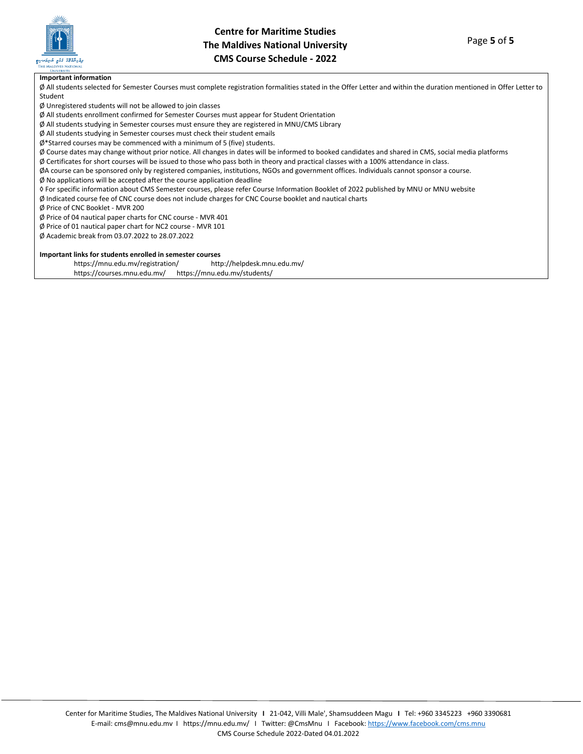**Important information**

- All students selected for Semester Courses must complete registration formalities stated in the Offer Letter and within the duration mentioned in Offer Letter to Student
- Unregistered students will not be allowed to join classes
- All students enrollment confirmed for Semester Courses must appear for Student Orientation
- All students studying in Semester courses must ensure they are registered in MNU/CMS Library
- All students studying in Semester courses must check their student emails
- *Starred courses may be commenced with a minimum of 5 (five) students.
- Course dates may change without prior notice. All changes in dates will be informed to booked candidates and shared in CMS, social media platforms
- Certificates for short courses will be issued to those who pass both in theory and practical classes with a 100% attendance in class.
- A course can be sponsored only by registered companies, institutions, NGOs and government offices. Individuals cannot sponsor a course.
- No applications will be accepted after the course application deadline
- ◊ For specific information about CMS Semester courses, please refer Course Information Booklet of 2022 published by MNU or MNU website
- Indicated course fee of CNC course does not include charges for CNC Course booklet and nautical charts
- Price of CNC Booklet - MVR 200
- Price of 04 nautical paper charts for CNC course - MVR 401
- Price of 01 nautical paper chart for NC2 course - MVR 101
- Academic break from 03.07.2022 to 28.07.2022

**Important links for students enrolled in semester courses**

https://mnu.edu.mv/registration/ http://helpdesk.mnu.edu.mv/
https://courses.mnu.edu.mv/ https://mnu.edu.mv/students/